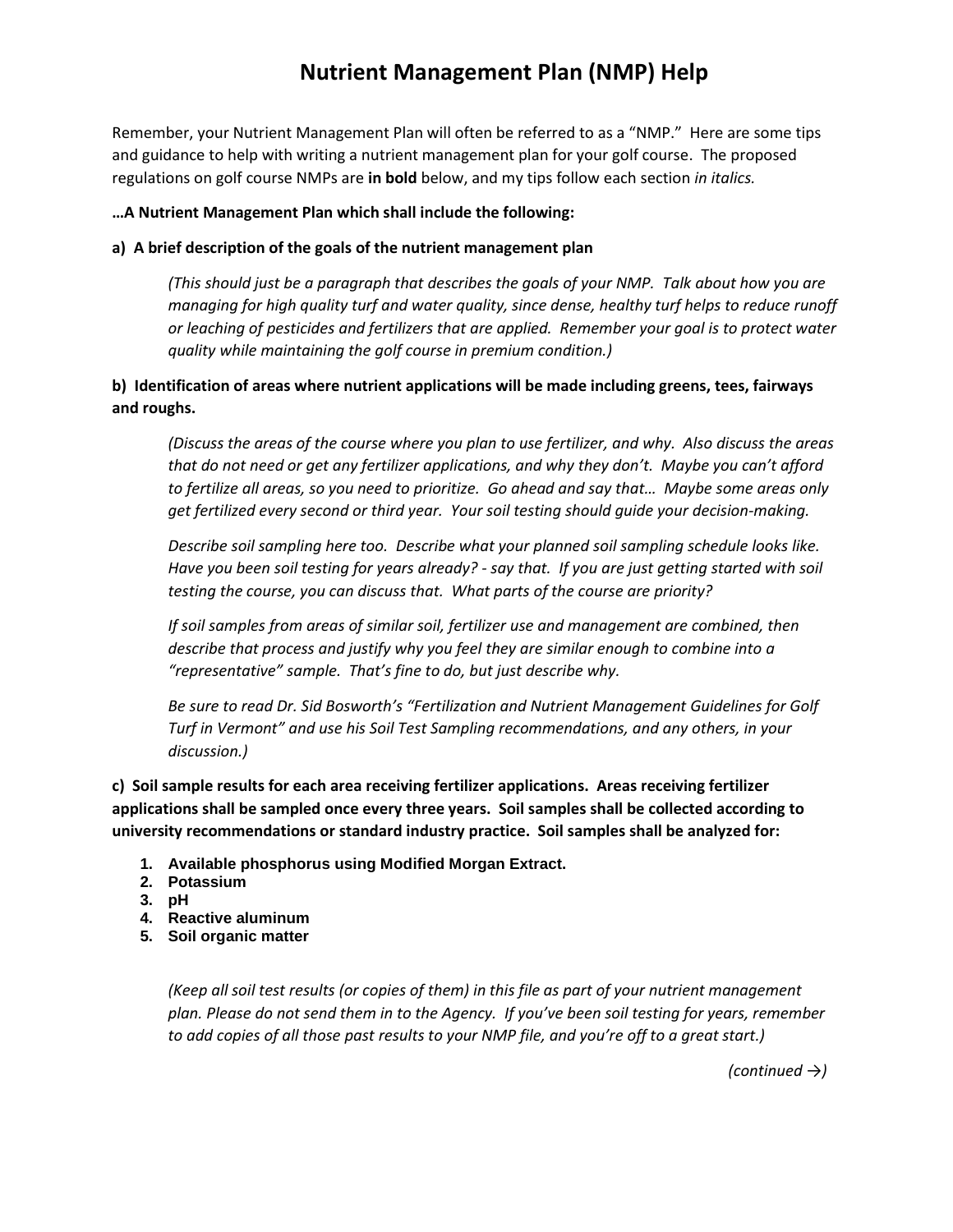# Nutrient Management Plan (NMP) Help

Remember, your Nutrient Management Plan will often be referred to as a "NMP." Here are some tips and guidance to help with writing a nutrient management plan for your golf course. The proposed regulations on golf course NMPs are **in bold** below, and my tips follow each section *in italics.*

**…A Nutrient Management Plan which shall include the following:**

**a) A brief description of the goals of the nutrient management plan**

> *(This should just be a paragraph that describes the goals of your NMP. Talk about how you are managing for high quality turf and water quality, since dense, healthy turf helps to reduce runoff or leaching of pesticides and fertilizers that are applied. Remember your goal is to protect water quality while maintaining the golf course in premium condition.)*

**b) Identification of areas where nutrient applications will be made including greens, tees, fairways and roughs.**

> *(Discuss the areas of the course where you plan to use fertilizer, and why. Also discuss the areas that do not need or get any fertilizer applications, and why they don't. Maybe you can't afford to fertilize all areas, so you need to prioritize. Go ahead and say that… Maybe some areas only get fertilized every second or third year. Your soil testing should guide your decision-making.*
>
> *Describe soil sampling here too. Describe what your planned soil sampling schedule looks like. Have you been soil testing for years already? - say that. If you are just getting started with soil testing the course, you can discuss that. What parts of the course are priority?*
>
> *If soil samples from areas of similar soil, fertilizer use and management are combined, then describe that process and justify why you feel they are similar enough to combine into a "representative" sample. That's fine to do, but just describe why.*
>
> *Be sure to read Dr. Sid Bosworth's "Fertilization and Nutrient Management Guidelines for Golf Turf in Vermont" and use his Soil Test Sampling recommendations, and any others, in your discussion.)*

**c) Soil sample results for each area receiving fertilizer applications. Areas receiving fertilizer applications shall be sampled once every three years. Soil samples shall be collected according to university recommendations or standard industry practice. Soil samples shall be analyzed for:**

1. **Available phosphorus using Modified Morgan Extract.**
2. **Potassium**
3. **pH**
4. **Reactive aluminum**
5. **Soil organic matter**

> *(Keep all soil test results (or copies of them) in this file as part of your nutrient management plan. Please do not send them in to the Agency. If you've been soil testing for years, remember to add copies of all those past results to your NMP file, and you're off to a great start.)*

*(continued →)*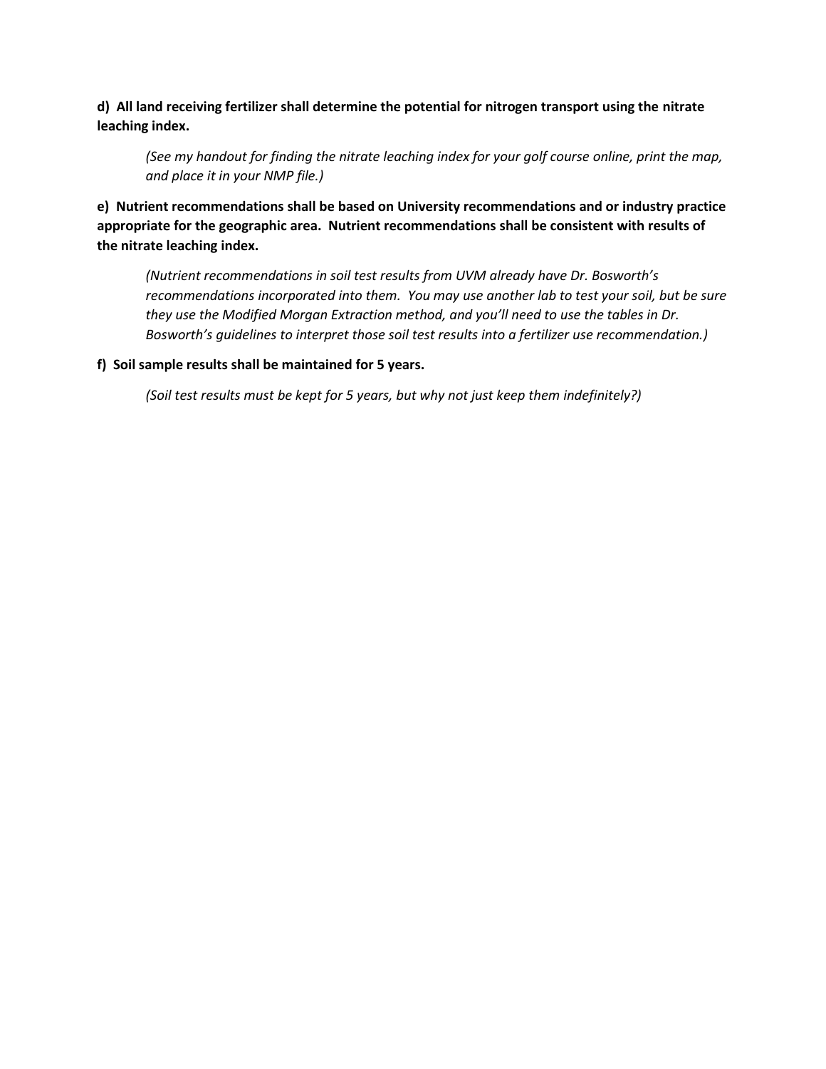**d) All land receiving fertilizer shall determine the potential for nitrogen transport using the nitrate leaching index.**

*(See my handout for finding the nitrate leaching index for your golf course online, print the map, and place it in your NMP file.)*

**e) Nutrient recommendations shall be based on University recommendations and or industry practice appropriate for the geographic area. Nutrient recommendations shall be consistent with results of the nitrate leaching index.**

*(Nutrient recommendations in soil test results from UVM already have Dr. Bosworth's recommendations incorporated into them. You may use another lab to test your soil, but be sure they use the Modified Morgan Extraction method, and you'll need to use the tables in Dr. Bosworth's guidelines to interpret those soil test results into a fertilizer use recommendation.)*

**f) Soil sample results shall be maintained for 5 years.**

*(Soil test results must be kept for 5 years, but why not just keep them indefinitely?)*